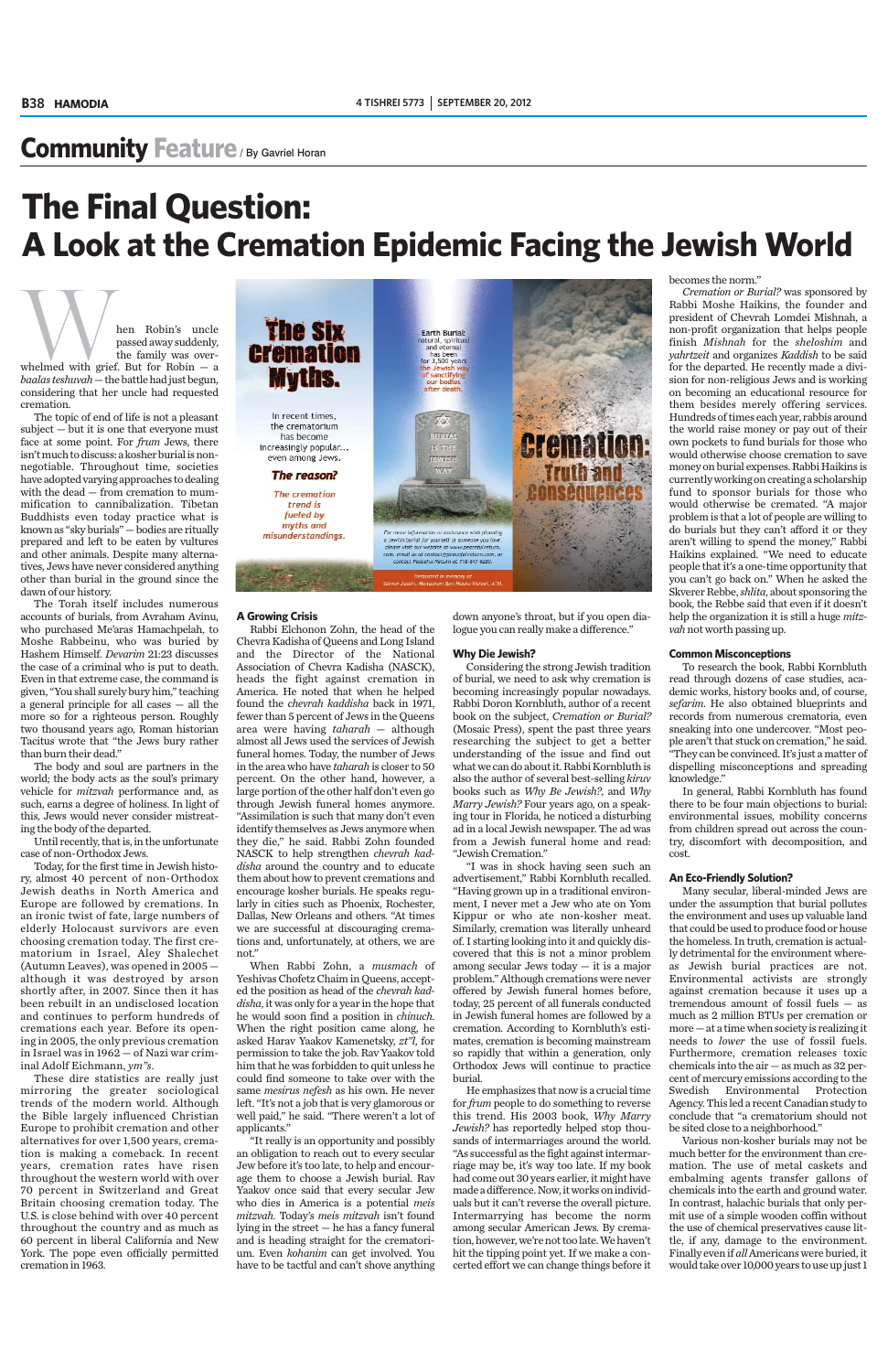## Community Feature / By Gavriel Horan

# The Final Question: A Look at the Cremation Epidemic Facing the Jewish World

The Six Cremation Myths.

In recent times, the crematorium has become increasingly popular... even among Jews.

*The reason?*

*The cremation trend is fueled by myths and misunderstandings.*

Earth Burial: natural, spiritual and eternal has been for 3,500 years the Jewish way of sanctifying our bodies after death.

BURIAL IS THE JEWISH WAY

For more information or assistance with planning a Jewish burial for yourself or someone you love, please visit our website at www.peacefulreturn.com, email us at contact@peacefulreturn.com, or contact Pinchas Pecum at 718-957-8880.

Dedicated in memory of ...

Cremation: Truth and Consequences

When Robin's uncle passed away suddenly, the family was overwhelmed with grief. But for Robin — a *baalas teshuvah* — the battle had just begun, considering that her uncle had requested cremation.

The topic of end of life is not a pleasant subject — but it is one that everyone must face at some point. For *frum* Jews, there isn't much to discuss: a kosher burial is non-negotiable. Throughout time, societies have adopted varying approaches to dealing with the dead — from cremation to mummification to cannibalization. Tibetan Buddhists even today practice what is known as "sky burials" — bodies are ritually prepared and left to be eaten by vultures and other animals. Despite many alternatives, Jews have never considered anything other than burial in the ground since the dawn of our history.

The Torah itself includes numerous accounts of burials, from Avraham Avinu, who purchased Me'aras Hamachpelah, to Moshe Rabbeinu, who was buried by Hashem Himself. *Devarim* 21:23 discusses the case of a criminal who is put to death. Even in that extreme case, the command is given, "You shall surely bury him," teaching a general principle for all cases — all the more so for a righteous person. Roughly two thousand years ago, Roman historian Tacitus wrote that "the Jews bury rather than burn their dead."

The body and soul are partners in the world; the body acts as the soul's primary vehicle for *mitzvah* performance and, as such, earns a degree of holiness. In light of this, Jews would never consider mistreating the body of the departed.

Until recently, that is, in the unfortunate case of non-Orthodox Jews.

Today, for the first time in Jewish history, almost 40 percent of non-Orthodox Jewish deaths in North America and Europe are followed by cremations. In an ironic twist of fate, large numbers of elderly Holocaust survivors are even choosing cremation today. The first crematorium in Israel, Aley Shalechet (Autumn Leaves), was opened in 2005 — although it was destroyed by arson shortly after, in 2007. Since then it has been rebuilt in an undisclosed location and continues to perform hundreds of cremations each year. Before its opening in 2005, the only previous cremation in Israel was in 1962 — of Nazi war criminal Adolf Eichmann, *ym"s*.

These dire statistics are really just mirroring the greater sociological trends of the modern world. Although the Bible largely influenced Christian Europe to prohibit cremation and other alternatives for over 1,500 years, cremation is making a comeback. In recent years, cremation rates have risen throughout the western world with over 70 percent in Switzerland and Great Britain choosing cremation today. The U.S. is close behind with over 40 percent throughout the country and as much as 60 percent in liberal California and New York. The pope even officially permitted cremation in 1963.

### A Growing Crisis

Rabbi Elchonon Zohn, the head of the Chevra Kadisha of Queens and Long Island and the Director of the National Association of Chevra Kadisha (NASCK), heads the fight against cremation in America. He noted that when he helped found the *chevrah kaddisha* back in 1971, fewer than 5 percent of Jews in the Queens area were having *taharah* — although almost all Jews used the services of Jewish funeral homes. Today, the number of Jews in the area who have *taharah* is closer to 50 percent. On the other hand, however, a large portion of the other half don't even go through Jewish funeral homes anymore. "Assimilation is such that many don't even identify themselves as Jews anymore when they die," he said. Rabbi Zohn founded NASCK to help strengthen *chevrah kaddisha* around the country and to educate them about how to prevent cremations and encourage kosher burials. He speaks regularly in cities such as Phoenix, Rochester, Dallas, New Orleans and others. "At times we are successful at discouraging cremations and, unfortunately, at others, we are not."

When Rabbi Zohn, a *musmach* of Yeshivas Chofetz Chaim in Queens, accepted the position as head of the *chevrah kaddisha*, it was only for a year in the hope that he would soon find a position in *chinuch*. When the right position came along, he asked Harav Yaakov Kamenetsky, *zt"l*, for permission to take the job. Rav Yaakov told him that he was forbidden to quit unless he could find someone to take over with the same *mesirus nefesh* as his own. He never left. "It's not a job that is very glamorous or well paid," he said. "There weren't a lot of applicants."

"It really is an opportunity and possibly an obligation to reach out to every secular Jew before it's too late, to help and encourage them to choose a Jewish burial. Rav Yaakov once said that every secular Jew who dies in America is a potential *meis mitzvah*. Today's *meis mitzvah* isn't found lying in the street — he has a fancy funeral and is heading straight for the crematorium. Even *kohanim* can get involved. You have to be tactful and can't shove anything down anyone's throat, but if you open dialogue you can really make a difference."

### Why Die Jewish?

Considering the strong Jewish tradition of burial, we need to ask why cremation is becoming increasingly popular nowadays. Rabbi Doron Kornbluth, author of a recent book on the subject, *Cremation or Burial?* (Mosaic Press), spent the past three years researching the subject to get a better understanding of the issue and find out what we can do about it. Rabbi Kornbluth is also the author of several best-selling *kiruv* books such as *Why Be Jewish?*, and *Why Marry Jewish?* Four years ago, on a speaking tour in Florida, he noticed a disturbing ad in a local Jewish newspaper. The ad was from a Jewish funeral home and read: "Jewish Cremation."

"I was in shock having seen such an advertisement," Rabbi Kornbluth recalled. "Having grown up in a traditional environment, I never met a Jew who ate on Yom Kippur or who ate non-kosher meat. Similarly, cremation was literally unheard of. I starting looking into it and quickly discovered that this is not a minor problem among secular Jews today — it is a major problem." Although cremations were never offered by Jewish funeral homes before, today, 25 percent of all funerals conducted in Jewish funeral homes are followed by a cremation. According to Kornbluth's estimates, cremation is becoming mainstream so rapidly that within a generation, only Orthodox Jews will continue to practice burial.

He emphasizes that now is a crucial time for *frum* people to do something to reverse this trend. His 2003 book, *Why Marry Jewish?* has reportedly helped stop thousands of intermarriages around the world. "As successful as the fight against intermarriage may be, it's way too late. If my book had come out 30 years earlier, it might have made a difference. Now, it works on individuals but it can't reverse the overall picture. Intermarrying has become the norm among secular American Jews. By cremation, however, we're not too late. We haven't hit the tipping point yet. If we make a concerted effort we can change things before it becomes the norm."

*Cremation or Burial?* was sponsored by Rabbi Moshe Haikins, the founder and president of Chevrah Lomdei Mishnah, a non-profit organization that helps people finish *Mishnah* for the *sheloshim* and *yahrtzeit* and organizes *Kaddish* to be said for the departed. He recently made a division for non-religious Jews and is working on becoming an educational resource for them besides merely offering services. Hundreds of times each year, rabbis around the world raise money or pay out of their own pockets to fund burials for those who would otherwise choose cremation to save money on burial expenses. Rabbi Haikins is currently working on creating a scholarship fund to sponsor burials for those who would otherwise be cremated. "A major problem is that a lot of people are willing to do burials but they can't afford it or they aren't willing to spend the money," Rabbi Haikins explained. "We need to educate people that it's a one-time opportunity that you can't go back on." When he asked the Skverer Rebbe, *shlita*, about sponsoring the book, the Rebbe said that even if it doesn't help the organization it is still a huge *mitzvah* not worth passing up.

### Common Misconceptions

To research the book, Rabbi Kornbluth read through dozens of case studies, academic works, history books and, of course, *sefarim*. He also obtained blueprints and records from numerous crematoria, even sneaking into one undercover. "Most people aren't that stuck on cremation," he said. "They can be convinced. It's just a matter of dispelling misconceptions and spreading knowledge."

In general, Rabbi Kornbluth has found there to be four main objections to burial: environmental issues, mobility concerns from children spread out across the country, discomfort with decomposition, and cost.

### An Eco-Friendly Solution?

Many secular, liberal-minded Jews are under the assumption that burial pollutes the environment and uses up valuable land that could be used to produce food or house the homeless. In truth, cremation is actually detrimental for the environment whereas Jewish burial practices are not. Environmental activists are strongly against cremation because it uses up a tremendous amount of fossil fuels — as much as 2 million BTUs per cremation or more — at a time when society is realizing it needs to *lower* the use of fossil fuels. Furthermore, cremation releases toxic chemicals into the air — as much as 32 percent of mercury emissions according to the Swedish Environmental Protection Agency. This led a recent Canadian study to conclude that "a crematorium should not be sited close to a neighborhood."

Various non-kosher burials may not be much better for the environment than cremation. The use of metal caskets and embalming agents transfer gallons of chemicals into the earth and ground water. In contrast, halachic burials that only permit use of a simple wooden coffin without the use of chemical preservatives cause little, if any, damage to the environment. Finally even if *all* Americans were buried, it would take over 10,000 years to use up just 1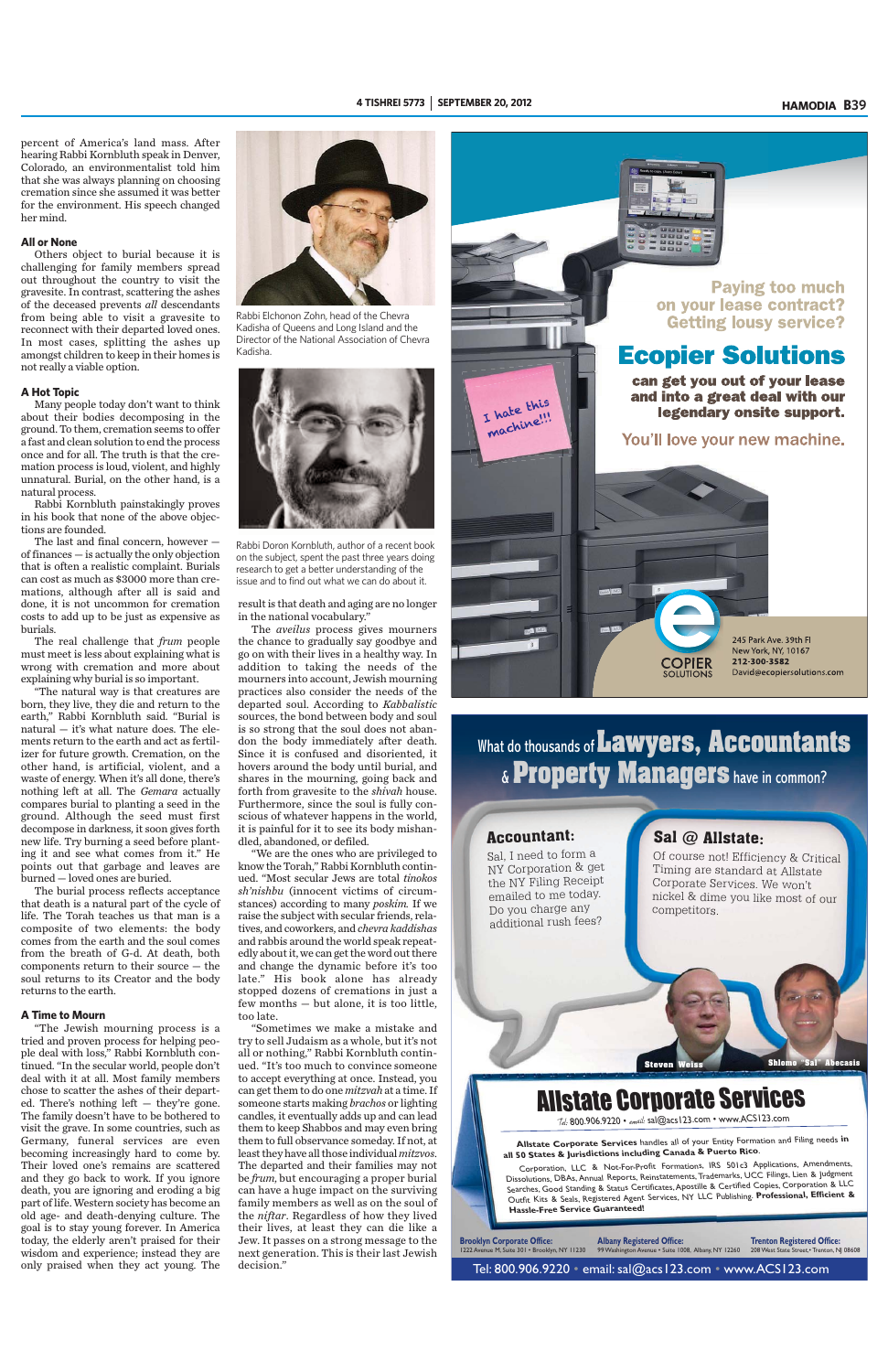percent of America's land mass. After hearing Rabbi Kornbluth speak in Denver, Colorado, an environmentalist told him that she was always planning on choosing cremation since she assumed it was better for the environment. His speech changed her mind.

### All or None

Others object to burial because it is challenging for family members spread out throughout the country to visit the gravesite. In contrast, scattering the ashes of the deceased prevents *all* descendants from being able to visit a gravesite to reconnect with their departed loved ones. In most cases, splitting the ashes up amongst children to keep in their homes is not really a viable option.

### A Hot Topic

Many people today don't want to think about their bodies decomposing in the ground. To them, cremation seems to offer a fast and clean solution to end the process once and for all. The truth is that the cremation process is loud, violent, and highly unnatural. Burial, on the other hand, is a natural process.

Rabbi Kornbluth painstakingly proves in his book that none of the above objections are founded.

The last and final concern, however — of finances — is actually the only objection that is often a realistic complaint. Burials can cost as much as $3000 more than cremations, although after all is said and done, it is not uncommon for cremation costs to add up to be just as expensive as burials.

The real challenge that *frum* people must meet is less about explaining what is wrong with cremation and more about explaining why burial is so important.

"The natural way is that creatures are born, they live, they die and return to the earth," Rabbi Kornbluth said. "Burial is natural — it's what nature does. The elements return to the earth and act as fertilizer for future growth. Cremation, on the other hand, is artificial, violent, and a waste of energy. When it's all done, there's nothing left at all. The *Gemara* actually compares burial to planting a seed in the ground. Although the seed must first decompose in darkness, it soon gives forth new life. Try burning a seed before planting it and see what comes from it." He points out that garbage and leaves are burned — loved ones are buried.

The burial process reflects acceptance that death is a natural part of the cycle of life. The Torah teaches us that man is a composite of two elements: the body comes from the earth and the soul comes from the breath of G-d. At death, both components return to their source — the soul returns to its Creator and the body returns to the earth.

### A Time to Mourn

"The Jewish mourning process is a tried and proven process for helping people deal with loss," Rabbi Kornbluth continued. "In the secular world, people don't deal with it at all. Most family members chose to scatter the ashes of their departed. There's nothing left — they're gone. The family doesn't have to be bothered to visit the grave. In some countries, such as Germany, funeral services are even becoming increasingly hard to come by. Their loved one's remains are scattered and they go back to work. If you ignore death, you are ignoring and eroding a big part of life. Western society has become an old age- and death-denying culture. The goal is to stay young forever. In America today, the elderly aren't praised for their wisdom and experience; instead they are only praised when they act young. The result is that death and aging are no longer in the national vocabulary."

The *aveilus* process gives mourners the chance to gradually say goodbye and go on with their lives in a healthy way. In addition to taking the needs of the mourners into account, Jewish mourning practices also consider the needs of the departed soul. According to *Kabbalistic* sources, the bond between body and soul is so strong that the soul does not abandon the body immediately after death. Since it is confused and disoriented, it hovers around the body until burial, and shares in the mourning, going back and forth from gravesite to the *shivah* house. Furthermore, since the soul is fully conscious of whatever happens in the world, it is painful for it to see its body mishandled, abandoned, or defiled.

"We are the ones who are privileged to know the Torah," Rabbi Kornbluth continued. "Most secular Jews are total *tinokos sh'nishbu* (innocent victims of circumstances) according to many *poskim.* If we raise the subject with secular friends, relatives, and coworkers, and *chevra kaddishas* and rabbis around the world speak repeatedly about it, we can get the word out there and change the dynamic before it's too late." His book alone has already stopped dozens of cremations in just a few months — but alone, it is too little, too late.

"Sometimes we make a mistake and try to sell Judaism as a whole, but it's not all or nothing," Rabbi Kornbluth continued. "It's too much to convince someone to accept everything at once. Instead, you can get them to do one *mitzvah* at a time. If someone starts making *brachos* or lighting candles, it eventually adds up and can lead them to keep Shabbos and may even bring them to full observance someday. If not, at least they have all those individual *mitzvos.* The departed and their families may not be *frum,* but encouraging a proper burial can have a huge impact on the surviving family members as well as on the soul of the *niftar*. Regardless of how they lived their lives, at least they can die like a Jew. It passes on a strong message to the next generation. This is their last Jewish decision."

Rabbi Elchonon Zohn, head of the Chevra Kadisha of Queens and Long Island and the Director of the National Association of Chevra Kadisha.

Rabbi Doron Kornbluth, author of a recent book on the subject, spent the past three years doing research to get a better understanding of the issue and to find out what we can do about it.

---

Paying too much on your lease contract? Getting lousy service?

**Ecopier Solutions** can get you out of your lease and into a great deal with our legendary onsite support.

You'll love your new machine.

I hate this machine!!!

COPIER SOLUTIONS
245 Park Ave. 39th Fl
New York, NY, 10167
212-300-3582
David@ecopiersolutions.com

---

What do thousands of **Lawyers, Accountants & Property Managers** have in common?

**Accountant:** Sal, I need to form a NY Corporation & get the NY Filing Receipt emailed to me today. Do you charge any additional rush fees?

**Sal @ Allstate:** Of course not! Efficiency & Critical Timing are standard at Allstate Corporate Services. We won't nickel & dime you like most of our competitors.

Steven Weiss — Shlomo "Sal" Abecasis

**Allstate Corporate Services**
Tel: 800.906.9220 • email: sal@acs123.com • www.ACS123.com

Allstate Corporate Services handles all of your Entity Formation and Filing needs in all 50 States & Jurisdictions including Canada & Puerto Rico.

Corporation, LLC & Not-For-Profit Formations, IRS 501c3 Applications, Amendments, Dissolutions, DBAs, Annual Reports, Reinstatements, Trademarks, UCC Filings, Lien & Judgment Searches, Good Standing & Status Certificates, Apostille & Certified Copies, Corporation & LLC Outfit Kits & Seals, Registered Agent Services, NY LLC Publishing. **Professional, Efficient & Hassle-Free Service Guaranteed!**

**Brooklyn Corporate Office:** 1222 Avenue M, Suite 301 • Brooklyn, NY 11230
**Albany Registered Office:** 99 Washington Avenue • Suite 1008, Albany, NY 12260
**Trenton Registered Office:** 208 West State Street • Trenton, NJ 08608

Tel: 800.906.9220 • email: sal@acs123.com • www.ACS123.com